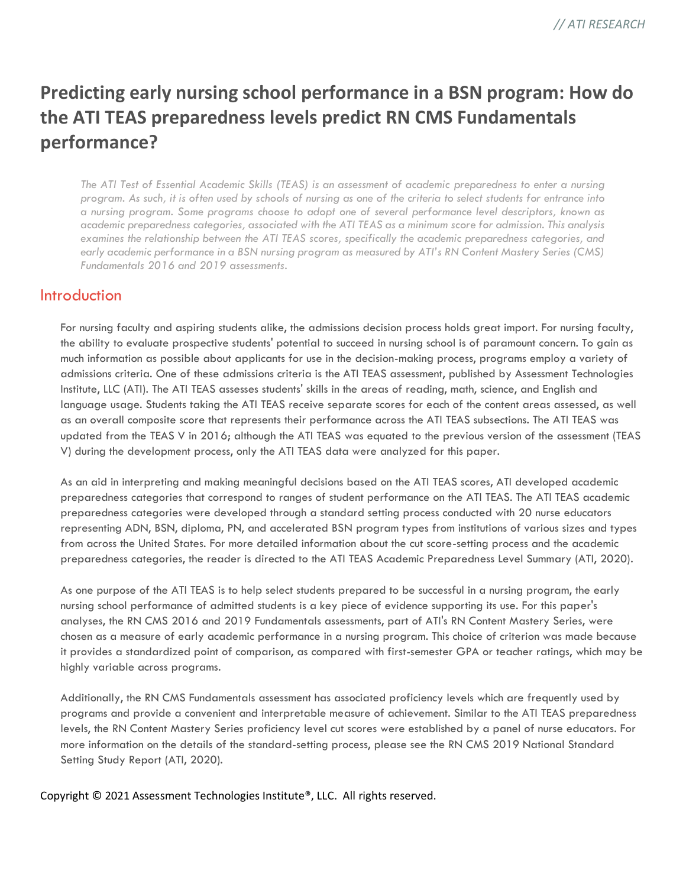# Predicting early nursing school performance in a BSN program: How do the ATI TEAS preparedness levels predict RN CMS Fundamentals performance?

*The ATI Test of Essential Academic Skills (TEAS) is an assessment of academic preparedness to enter a nursing program. As such, it is often used by schools of nursing as one of the criteria to select students for entrance into a nursing program. Some programs choose to adopt one of several performance level descriptors, known as academic preparedness categories, associated with the ATI TEAS as a minimum score for admission. This analysis examines the relationship between the ATI TEAS scores, specifically the academic preparedness categories, and early academic performance in a BSN nursing program as measured by ATI's RN Content Mastery Series (CMS) Fundamentals 2016 and 2019 assessments.*

## Introduction

For nursing faculty and aspiring students alike, the admissions decision process holds great import. For nursing faculty, the ability to evaluate prospective students' potential to succeed in nursing school is of paramount concern. To gain as much information as possible about applicants for use in the decision-making process, programs employ a variety of admissions criteria. One of these admissions criteria is the ATI TEAS assessment, published by Assessment Technologies Institute, LLC (ATI). The ATI TEAS assesses students' skills in the areas of reading, math, science, and English and language usage. Students taking the ATI TEAS receive separate scores for each of the content areas assessed, as well as an overall composite score that represents their performance across the ATI TEAS subsections. The ATI TEAS was updated from the TEAS V in 2016; although the ATI TEAS was equated to the previous version of the assessment (TEAS V) during the development process, only the ATI TEAS data were analyzed for this paper.

As an aid in interpreting and making meaningful decisions based on the ATI TEAS scores, ATI developed academic preparedness categories that correspond to ranges of student performance on the ATI TEAS. The ATI TEAS academic preparedness categories were developed through a standard setting process conducted with 20 nurse educators representing ADN, BSN, diploma, PN, and accelerated BSN program types from institutions of various sizes and types from across the United States. For more detailed information about the cut score-setting process and the academic preparedness categories, the reader is directed to the ATI TEAS Academic Preparedness Level Summary (ATI, 2020).

As one purpose of the ATI TEAS is to help select students prepared to be successful in a nursing program, the early nursing school performance of admitted students is a key piece of evidence supporting its use. For this paper's analyses, the RN CMS 2016 and 2019 Fundamentals assessments, part of ATI's RN Content Mastery Series, were chosen as a measure of early academic performance in a nursing program. This choice of criterion was made because it provides a standardized point of comparison, as compared with first-semester GPA or teacher ratings, which may be highly variable across programs.

Additionally, the RN CMS Fundamentals assessment has associated proficiency levels which are frequently used by programs and provide a convenient and interpretable measure of achievement. Similar to the ATI TEAS preparedness levels, the RN Content Mastery Series proficiency level cut scores were established by a panel of nurse educators. For more information on the details of the standard-setting process, please see the RN CMS 2019 National Standard Setting Study Report (ATI, 2020).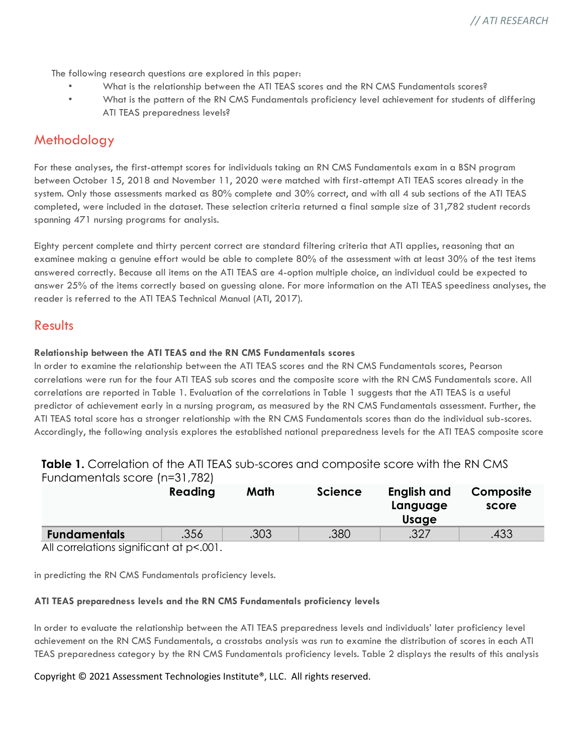The following research questions are explored in this paper:

- What is the relationship between the ATI TEAS scores and the RN CMS Fundamentals scores?
- What is the pattern of the RN CMS Fundamentals proficiency level achievement for students of differing ATI TEAS preparedness levels?

## Methodology

For these analyses, the first-attempt scores for individuals taking an RN CMS Fundamentals exam in a BSN program between October 15, 2018 and November 11, 2020 were matched with first-attempt ATI TEAS scores already in the system. Only those assessments marked as 80% complete and 30% correct, and with all 4 sub sections of the ATI TEAS completed, were included in the dataset. These selection criteria returned a final sample size of 31,782 student records spanning 471 nursing programs for analysis.

Eighty percent complete and thirty percent correct are standard filtering criteria that ATI applies, reasoning that an examinee making a genuine effort would be able to complete 80% of the assessment with at least 30% of the test items answered correctly. Because all items on the ATI TEAS are 4-option multiple choice, an individual could be expected to answer 25% of the items correctly based on guessing alone. For more information on the ATI TEAS speediness analyses, the reader is referred to the ATI TEAS Technical Manual (ATI, 2017).

## Results

**Relationship between the ATI TEAS and the RN CMS Fundamentals scores**

In order to examine the relationship between the ATI TEAS scores and the RN CMS Fundamentals scores, Pearson correlations were run for the four ATI TEAS sub scores and the composite score with the RN CMS Fundamentals score. All correlations are reported in Table 1. Evaluation of the correlations in Table 1 suggests that the ATI TEAS is a useful predictor of achievement early in a nursing program, as measured by the RN CMS Fundamentals assessment. Further, the ATI TEAS total score has a stronger relationship with the RN CMS Fundamentals scores than do the individual sub-scores. Accordingly, the following analysis explores the established national preparedness levels for the ATI TEAS composite score in predicting the RN CMS Fundamentals proficiency levels.

**Table 1.** Correlation of the ATI TEAS sub-scores and composite score with the RN CMS Fundamentals score (n=31,782)

| | Reading | Math | Science | English and Language Usage | Composite score |
|---|---|---|---|---|---|
| **Fundamentals** | .356 | .303 | .380 | .327 | .433 |

All correlations significant at $p<.001$.

**ATI TEAS preparedness levels and the RN CMS Fundamentals proficiency levels**

In order to evaluate the relationship between the ATI TEAS preparedness levels and individuals' later proficiency level achievement on the RN CMS Fundamentals, a crosstabs analysis was run to examine the distribution of scores in each ATI TEAS preparedness category by the RN CMS Fundamentals proficiency levels. Table 2 displays the results of this analysis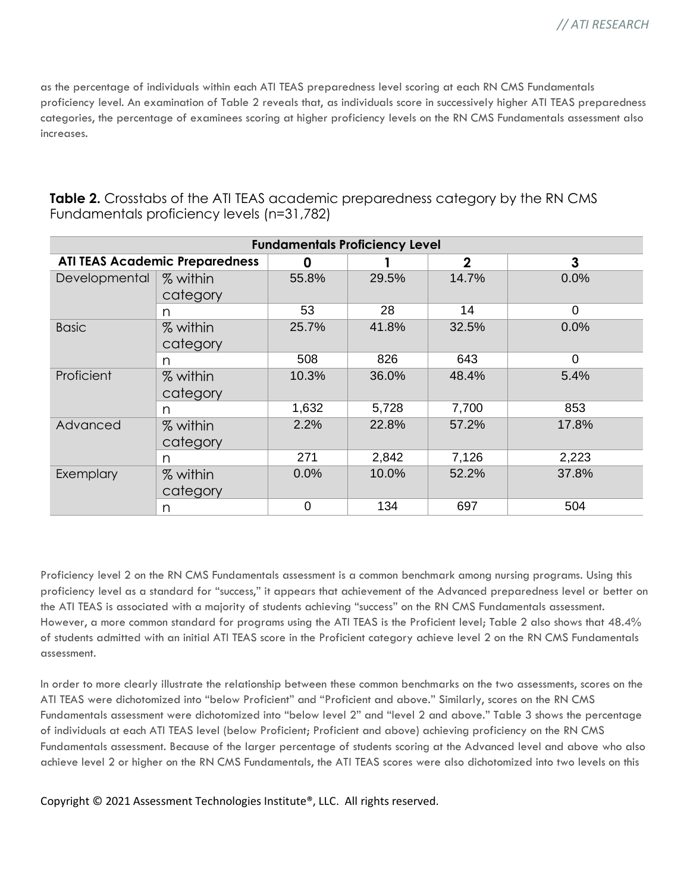as the percentage of individuals within each ATI TEAS preparedness level scoring at each RN CMS Fundamentals proficiency level. An examination of Table 2 reveals that, as individuals score in successively higher ATI TEAS preparedness categories, the percentage of examinees scoring at higher proficiency levels on the RN CMS Fundamentals assessment also increases.

**Table 2.** Crosstabs of the ATI TEAS academic preparedness category by the RN CMS Fundamentals proficiency levels (n=31,782)

| | | Fundamentals Proficiency Level | | | |
|---|---|---|---|---|---|
| **ATI TEAS Academic Preparedness** | | **0** | **1** | **2** | **3** |
| Developmental | % within category | 55.8% | 29.5% | 14.7% | 0.0% |
| | n | 53 | 28 | 14 | 0 |
| Basic | % within category | 25.7% | 41.8% | 32.5% | 0.0% |
| | n | 508 | 826 | 643 | 0 |
| Proficient | % within category | 10.3% | 36.0% | 48.4% | 5.4% |
| | n | 1,632 | 5,728 | 7,700 | 853 |
| Advanced | % within category | 2.2% | 22.8% | 57.2% | 17.8% |
| | n | 271 | 2,842 | 7,126 | 2,223 |
| Exemplary | % within category | 0.0% | 10.0% | 52.2% | 37.8% |
| | n | 0 | 134 | 697 | 504 |

Proficiency level 2 on the RN CMS Fundamentals assessment is a common benchmark among nursing programs. Using this proficiency level as a standard for "success," it appears that achievement of the Advanced preparedness level or better on the ATI TEAS is associated with a majority of students achieving "success" on the RN CMS Fundamentals assessment. However, a more common standard for programs using the ATI TEAS is the Proficient level; Table 2 also shows that 48.4% of students admitted with an initial ATI TEAS score in the Proficient category achieve level 2 on the RN CMS Fundamentals assessment.

In order to more clearly illustrate the relationship between these common benchmarks on the two assessments, scores on the ATI TEAS were dichotomized into "below Proficient" and "Proficient and above." Similarly, scores on the RN CMS Fundamentals assessment were dichotomized into "below level 2" and "level 2 and above." Table 3 shows the percentage of individuals at each ATI TEAS level (below Proficient; Proficient and above) achieving proficiency on the RN CMS Fundamentals assessment. Because of the larger percentage of students scoring at the Advanced level and above who also achieve level 2 or higher on the RN CMS Fundamentals, the ATI TEAS scores were also dichotomized into two levels on this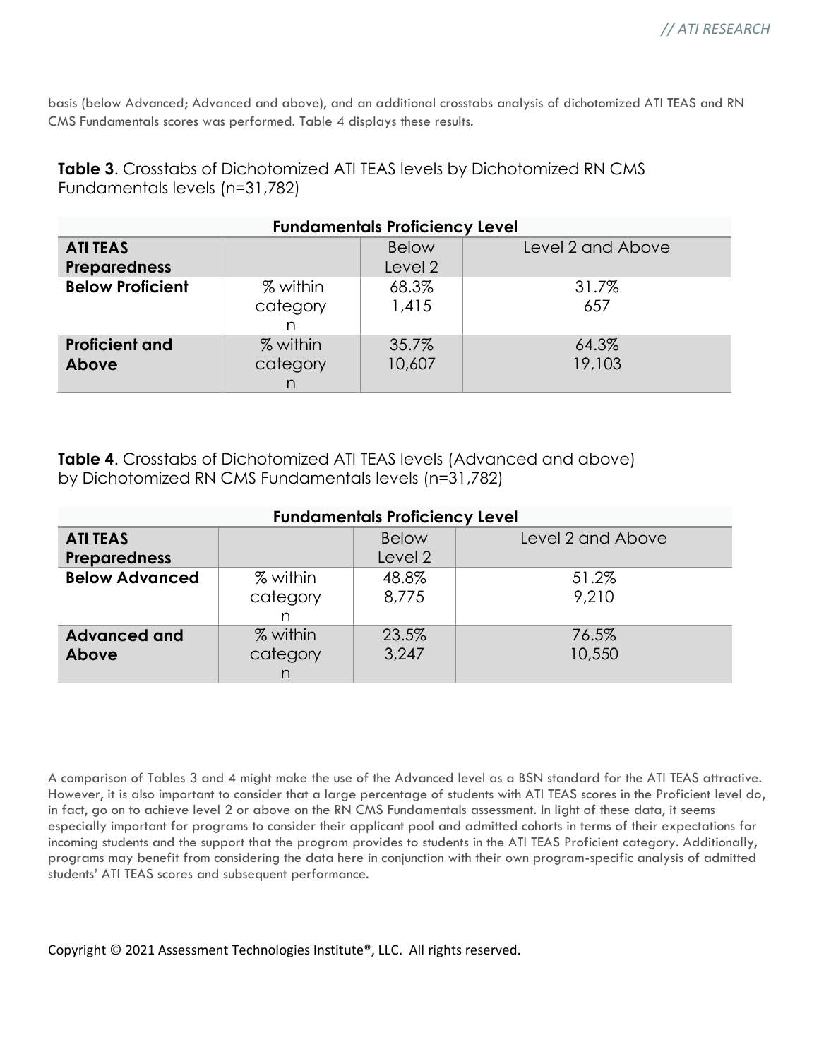basis (below Advanced; Advanced and above), and an additional crosstabs analysis of dichotomized ATI TEAS and RN CMS Fundamentals scores was performed. Table 4 displays these results.

**Table 3**. Crosstabs of Dichotomized ATI TEAS levels by Dichotomized RN CMS Fundamentals levels (n=31,782)

| Fundamentals Proficiency Level | | | |
|---|---|---|---|
| **ATI TEAS Preparedness** | | Below Level 2 | Level 2 and Above |
| **Below Proficient** | % within category<br>n | 68.3%<br>1,415 | 31.7%<br>657 |
| **Proficient and Above** | % within category<br>n | 35.7%<br>10,607 | 64.3%<br>19,103 |

**Table 4**. Crosstabs of Dichotomized ATI TEAS levels (Advanced and above) by Dichotomized RN CMS Fundamentals levels (n=31,782)

| Fundamentals Proficiency Level | | | |
|---|---|---|---|
| **ATI TEAS Preparedness** | | Below Level 2 | Level 2 and Above |
| **Below Advanced** | % within category<br>n | 48.8%<br>8,775 | 51.2%<br>9,210 |
| **Advanced and Above** | % within category<br>n | 23.5%<br>3,247 | 76.5%<br>10,550 |

A comparison of Tables 3 and 4 might make the use of the Advanced level as a BSN standard for the ATI TEAS attractive. However, it is also important to consider that a large percentage of students with ATI TEAS scores in the Proficient level do, in fact, go on to achieve level 2 or above on the RN CMS Fundamentals assessment. In light of these data, it seems especially important for programs to consider their applicant pool and admitted cohorts in terms of their expectations for incoming students and the support that the program provides to students in the ATI TEAS Proficient category. Additionally, programs may benefit from considering the data here in conjunction with their own program-specific analysis of admitted students' ATI TEAS scores and subsequent performance.

Copyright © 2021 Assessment Technologies Institute®, LLC. All rights reserved.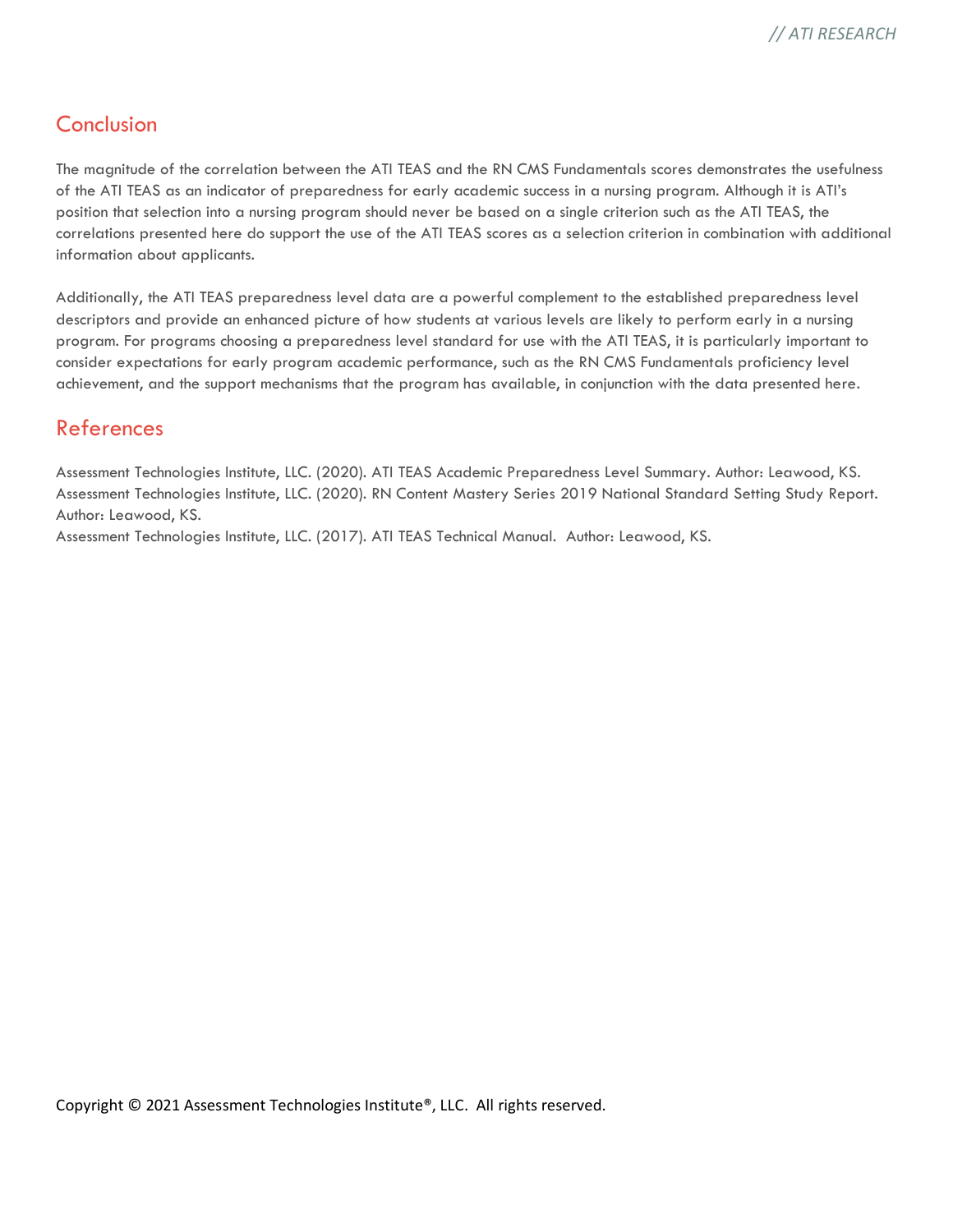## Conclusion

The magnitude of the correlation between the ATI TEAS and the RN CMS Fundamentals scores demonstrates the usefulness of the ATI TEAS as an indicator of preparedness for early academic success in a nursing program. Although it is ATI's position that selection into a nursing program should never be based on a single criterion such as the ATI TEAS, the correlations presented here do support the use of the ATI TEAS scores as a selection criterion in combination with additional information about applicants.

Additionally, the ATI TEAS preparedness level data are a powerful complement to the established preparedness level descriptors and provide an enhanced picture of how students at various levels are likely to perform early in a nursing program. For programs choosing a preparedness level standard for use with the ATI TEAS, it is particularly important to consider expectations for early program academic performance, such as the RN CMS Fundamentals proficiency level achievement, and the support mechanisms that the program has available, in conjunction with the data presented here.

## References

Assessment Technologies Institute, LLC. (2020). ATI TEAS Academic Preparedness Level Summary. Author: Leawood, KS.
Assessment Technologies Institute, LLC. (2020). RN Content Mastery Series 2019 National Standard Setting Study Report. Author: Leawood, KS.
Assessment Technologies Institute, LLC. (2017). ATI TEAS Technical Manual. Author: Leawood, KS.

Copyright © 2021 Assessment Technologies Institute®, LLC. All rights reserved.